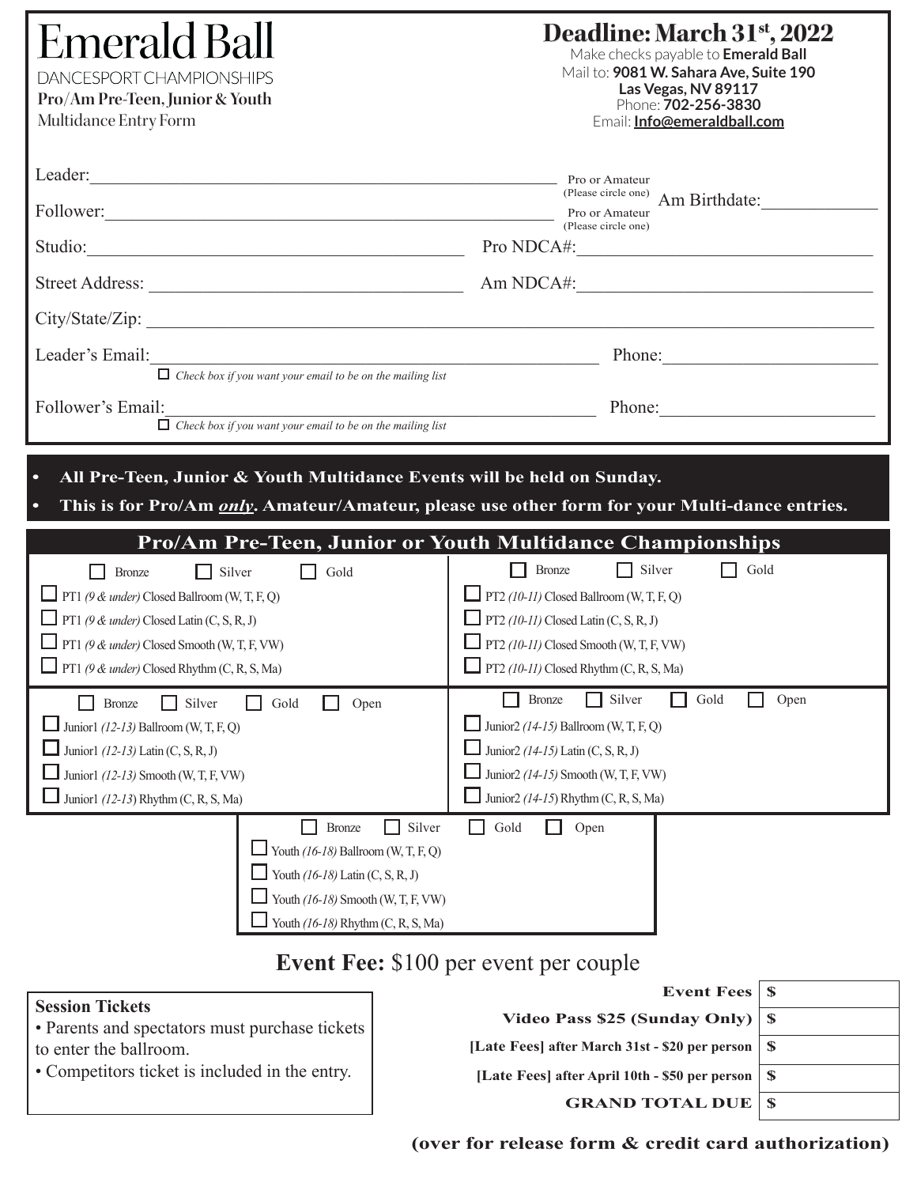# Emerald Ball

DANCESPORT CHAMPIONSHIPS

**Pro/Am Pre-Teen, Junior & Youth**

Multidance Entry Form

## Deadline: March 31st, 2022

Make checks payable to **Emerald Ball**

Mail to: **9081 W. Sahara Ave, Suite 190 Las Vegas, NV 89117**

Phone: **702-256-3830**

Email: **Info@emeraldball.com**

Leader:______________________________ Pro or Amateur (Please circle one)

Follower:______________________________ Pro or Amateur (Please circle one)

Am Birthdate:______________

Studio:______________________________ Pro NDCA#:______________________________

Street Address:______________________________ Am NDCA#:______________________________

City/State/Zip:______________________________

Leader's Email:______________________________ Phone:______________________________

☐ *Check box if you want your email to be on the mailing list*

Follower's Email:______________________________ Phone:______________________________

☐ *Check box if you want your email to be on the mailing list*

- **All Pre-Teen, Junior & Youth Multidance Events will be held on Sunday.**
- **This is for Pro/Am *only*. Amateur/Amateur, please use other form for your Multi-dance entries.**

## Pro/Am Pre-Teen, Junior or Youth Multidance Championships

☐ Bronze ☐ Silver ☐ Gold

- ☐ PT1 *(9 & under)* Closed Ballroom (W, T, F, Q)
- ☐ PT1 *(9 & under)* Closed Latin (C, S, R, J)
- ☐ PT1 *(9 & under)* Closed Smooth (W, T, F, VW)
- ☐ PT1 *(9 & under)* Closed Rhythm (C, R, S, Ma)

☐ Bronze ☐ Silver ☐ Gold

- ☐ PT2 *(10-11)* Closed Ballroom (W, T, F, Q)
- ☐ PT2 *(10-11)* Closed Latin (C, S, R, J)
- ☐ PT2 *(10-11)* Closed Smooth (W, T, F, VW)
- ☐ PT2 *(10-11)* Closed Rhythm (C, R, S, Ma)

☐ Bronze ☐ Silver ☐ Gold ☐ Open

- ☐ Junior1 *(12-13)* Ballroom (W, T, F, Q)
- ☐ Junior1 *(12-13)* Latin (C, S, R, J)
- ☐ Junior1 *(12-13)* Smooth (W, T, F, VW)
- ☐ Junior1 *(12-13)* Rhythm (C, R, S, Ma)

☐ Bronze ☐ Silver ☐ Gold ☐ Open

- ☐ Junior2 *(14-15)* Ballroom (W, T, F, Q)
- ☐ Junior2 *(14-15)* Latin (C, S, R, J)
- ☐ Junior2 *(14-15)* Smooth (W, T, F, VW)
- ☐ Junior2 *(14-15)* Rhythm (C, R, S, Ma)

☐ Bronze ☐ Silver ☐ Gold ☐ Open

- ☐ Youth *(16-18)* Ballroom (W, T, F, Q)
- ☐ Youth *(16-18)* Latin (C, S, R, J)
- ☐ Youth *(16-18)* Smooth (W, T, F, VW)
- ☐ Youth *(16-18)* Rhythm (C, R, S, Ma)

**Event Fee:** $100 per event per couple

**Session Tickets**

- Parents and spectators must purchase tickets to enter the ballroom.
- Competitors ticket is included in the entry.

| | |
|---|---|
| **Event Fees** | $ |
| **Video Pass $25 (Sunday Only)** | $ |
| **[Late Fees] after March 31st - $20 per person** | $ |
| **[Late Fees] after April 10th - $50 per person** | $ |
| **GRAND TOTAL DUE** | $ |

**(over for release form & credit card authorization)**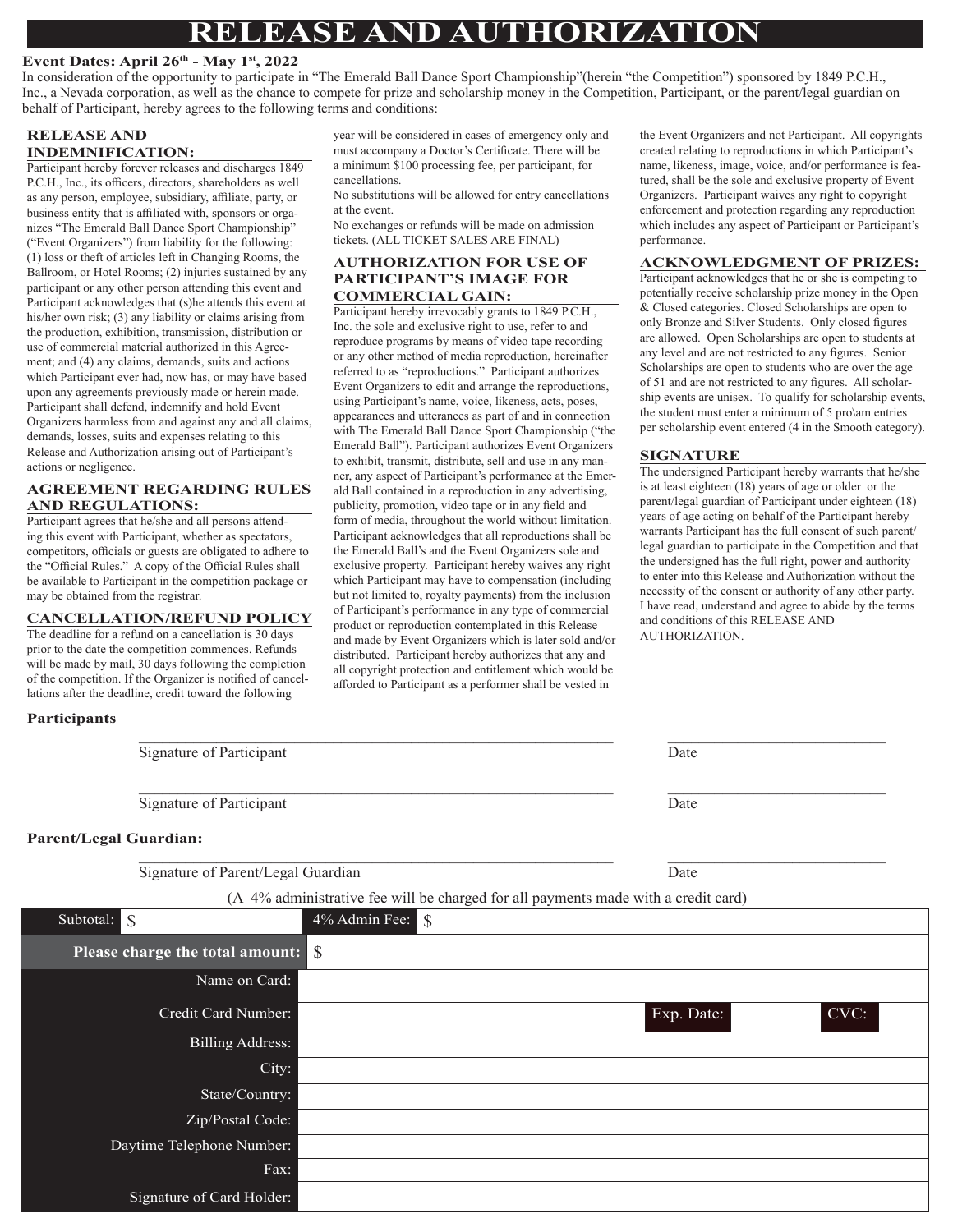# RELEASE AND AUTHORIZATION

**Event Dates: April 26th - May 1st, 2022**

In consideration of the opportunity to participate in "The Emerald Ball Dance Sport Championship"(herein "the Competition") sponsored by 1849 P.C.H., Inc., a Nevada corporation, as well as the chance to compete for prize and scholarship money in the Competition, Participant, or the parent/legal guardian on behalf of Participant, hereby agrees to the following terms and conditions:

## RELEASE AND INDEMNIFICATION:

Participant hereby forever releases and discharges 1849 P.C.H., Inc., its officers, directors, shareholders as well as any person, employee, subsidiary, affiliate, party, or business entity that is affiliated with, sponsors or organizes "The Emerald Ball Dance Sport Championship" ("Event Organizers") from liability for the following: (1) loss or theft of articles left in Changing Rooms, the Ballroom, or Hotel Rooms; (2) injuries sustained by any participant or any other person attending this event and Participant acknowledges that (s)he attends this event at his/her own risk; (3) any liability or claims arising from the production, exhibition, transmission, distribution or use of commercial material authorized in this Agreement; and (4) any claims, demands, suits and actions which Participant ever had, now has, or may have based upon any agreements previously made or herein made. Participant shall defend, indemnify and hold Event Organizers harmless from and against any and all claims, demands, losses, suits and expenses relating to this Release and Authorization arising out of Participant's actions or negligence.

## AGREEMENT REGARDING RULES AND REGULATIONS:

Participant agrees that he/she and all persons attending this event with Participant, whether as spectators, competitors, officials or guests are obligated to adhere to the "Official Rules." A copy of the Official Rules shall be available to Participant in the competition package or may be obtained from the registrar.

## CANCELLATION/REFUND POLICY

The deadline for a refund on a cancellation is 30 days prior to the date the competition commences. Refunds will be made by mail, 30 days following the completion of the competition. If the Organizer is notified of cancellations after the deadline, credit toward the following year will be considered in cases of emergency only and must accompany a Doctor's Certificate. There will be a minimum $100 processing fee, per participant, for cancellations.

No substitutions will be allowed for entry cancellations at the event.

No exchanges or refunds will be made on admission tickets. (ALL TICKET SALES ARE FINAL)

## AUTHORIZATION FOR USE OF PARTICIPANT'S IMAGE FOR COMMERCIAL GAIN:

Participant hereby irrevocably grants to 1849 P.C.H., Inc. the sole and exclusive right to use, refer to and reproduce programs by means of video tape recording or any other method of media reproduction, hereinafter referred to as "reproductions." Participant authorizes Event Organizers to edit and arrange the reproductions, using Participant's name, voice, likeness, acts, poses, appearances and utterances as part of and in connection with The Emerald Ball Dance Sport Championship ("the Emerald Ball"). Participant authorizes Event Organizers to exhibit, transmit, distribute, sell and use in any manner, any aspect of Participant's performance at the Emerald Ball contained in a reproduction in any advertising, publicity, promotion, video tape or in any field and form of media, throughout the world without limitation. Participant acknowledges that all reproductions shall be the Emerald Ball's and the Event Organizers sole and exclusive property. Participant hereby waives any right which Participant may have to compensation (including but not limited to, royalty payments) from the inclusion of Participant's performance in any type of commercial product or reproduction contemplated in this Release and made by Event Organizers which is later sold and/or distributed. Participant hereby authorizes that any and all copyright protection and entitlement which would be afforded to Participant as a performer shall be vested in the Event Organizers and not Participant. All copyrights created relating to reproductions in which Participant's name, likeness, image, voice, and/or performance is featured, shall be the sole and exclusive property of Event Organizers. Participant waives any right to copyright enforcement and protection regarding any reproduction which includes any aspect of Participant or Participant's performance.

## ACKNOWLEDGMENT OF PRIZES:

Participant acknowledges that he or she is competing to potentially receive scholarship prize money in the Open & Closed categories. Closed Scholarships are open to only Bronze and Silver Students. Only closed figures are allowed. Open Scholarships are open to students at any level and are not restricted to any figures. Senior Scholarships are open to students who are over the age of 51 and are not restricted to any figures. All scholarship events are unisex. To qualify for scholarship events, the student must enter a minimum of 5 pro\am entries per scholarship event entered (4 in the Smooth category).

## SIGNATURE

The undersigned Participant hereby warrants that he/she is at least eighteen (18) years of age or older or the parent/legal guardian of Participant under eighteen (18) years of age acting on behalf of the Participant hereby warrants Participant has the full consent of such parent/legal guardian to participate in the Competition and that the undersigned has the full right, power and authority to enter into this Release and Authorization without the necessity of the consent or authority of any other party. I have read, understand and agree to abide by the terms and conditions of this RELEASE AND AUTHORIZATION.

**Participants**

______________________________ Signature of Participant ______________ Date

______________________________ Signature of Participant ______________ Date

**Parent/Legal Guardian:**

______________________________ Signature of Parent/Legal Guardian ______________ Date

(A 4% administrative fee will be charged for all payments made with a credit card)

| | | | |
|---|---|---|---|
| Subtotal: $ | 4% Admin Fee: $ | | |
| **Please charge the total amount:** | $ | | |
| Name on Card: | | | |
| Credit Card Number: | | Exp. Date: | CVC: |
| Billing Address: | | | |
| City: | | | |
| State/Country: | | | |
| Zip/Postal Code: | | | |
| Daytime Telephone Number: | | | |
| Fax: | | | |
| Signature of Card Holder: | | | |